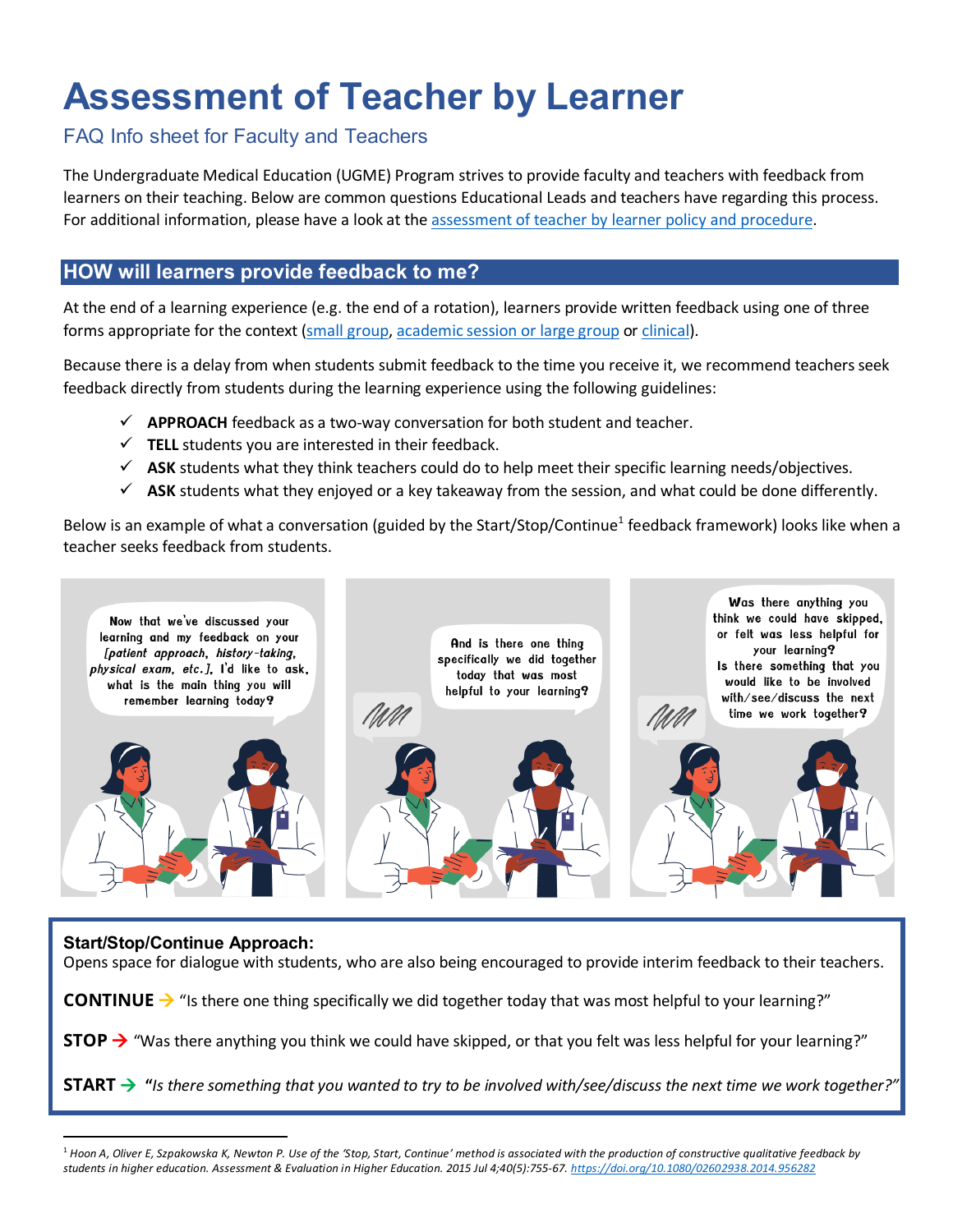# Assessment of Teacher by Learner

FAQ Info sheet for Faculty and Teachers

The Undergraduate Medical Education (UGME) Program strives to provide faculty and teachers with feedback from learners on their teaching. Below are common questions Educational Leads and teachers have regarding this process. For additional information, please have a look at the assessment of teacher by learner policy and procedure.

## HOW will learners provide feedback to me?

At the end of a learning experience (e.g. the end of a rotation), learners provide written feedback using one of three forms appropriate for the context (small group, academic session or large group or clinical).

Because there is a delay from when students submit feedback to the time you receive it, we recommend teachers seek feedback directly from students during the learning experience using the following guidelines:

- ✓ **APPROACH** feedback as a two-way conversation for both student and teacher.
- ✓ **TELL** students you are interested in their feedback.
- ✓ **ASK** students what they think teachers could do to help meet their specific learning needs/objectives.
- ✓ **ASK** students what they enjoyed or a key takeaway from the session, and what could be done differently.

Below is an example of what a conversation (guided by the Start/Stop/Continue[1] feedback framework) looks like when a teacher seeks feedback from students.

Now that we've discussed your learning and my feedback on your *[patient approach, history-taking, physical exam, etc.]*, I'd like to ask, what is the main thing you will remember learning today?

And is there one thing specifically we did together today that was most helpful to your learning?

Was there anything you think we could have skipped, or felt was less helpful for your learning? Is there something that you would like to be involved with/see/discuss the next time we work together?

**Start/Stop/Continue Approach:**
Opens space for dialogue with students, who are also being encouraged to provide interim feedback to their teachers.

**CONTINUE** → "Is there one thing specifically we did together today that was most helpful to your learning?"

**STOP** → "Was there anything you think we could have skipped, or that you felt was less helpful for your learning?"

**START** → *"Is there something that you wanted to try to be involved with/see/discuss the next time we work together?"*

---

[1] *Hoon A, Oliver E, Szpakowska K, Newton P. Use of the 'Stop, Start, Continue' method is associated with the production of constructive qualitative feedback by students in higher education. Assessment & Evaluation in Higher Education. 2015 Jul 4;40(5):755-67.* https://doi.org/10.1080/02602938.2014.956282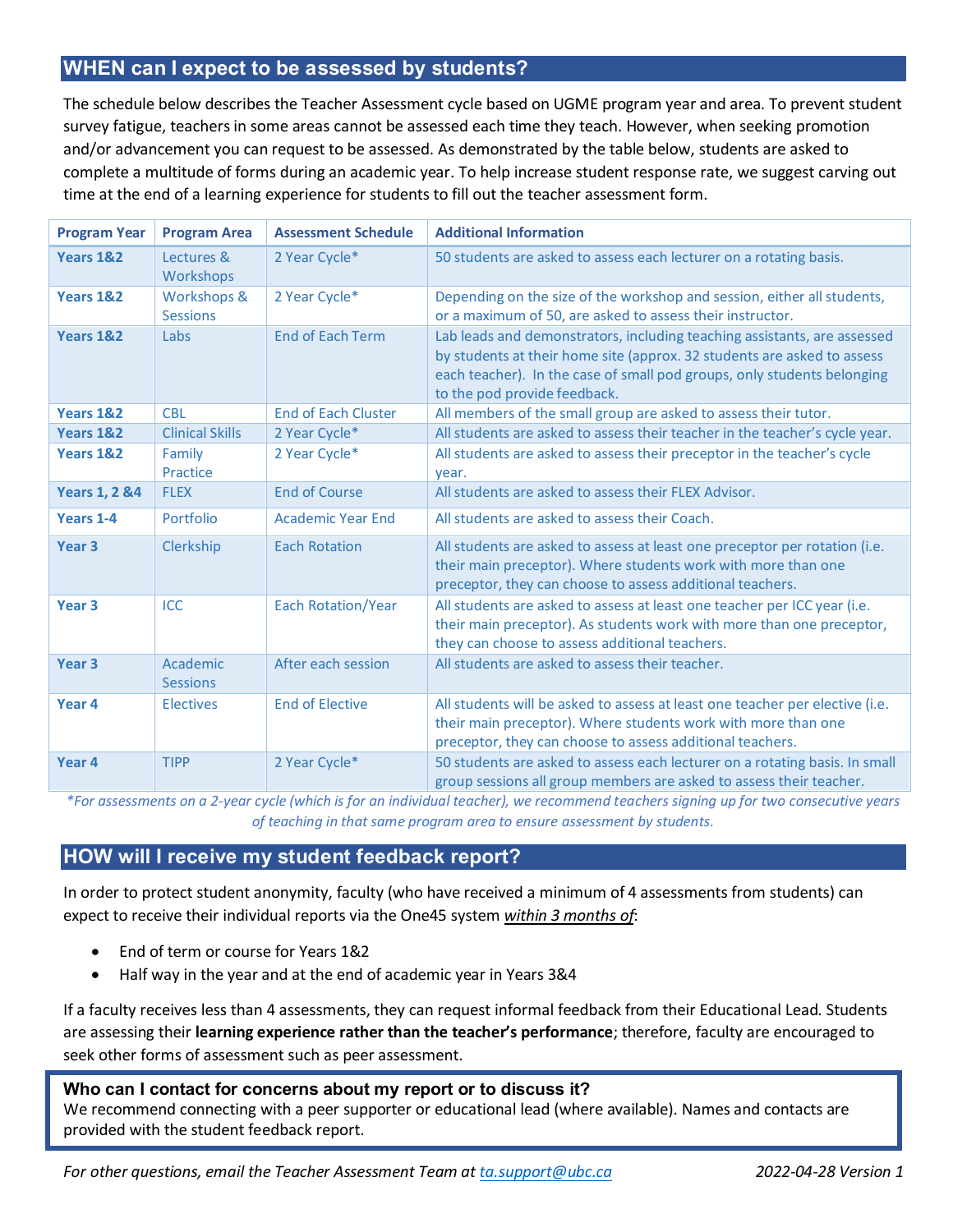## WHEN can I expect to be assessed by students?

The schedule below describes the Teacher Assessment cycle based on UGME program year and area. To prevent student survey fatigue, teachers in some areas cannot be assessed each time they teach. However, when seeking promotion and/or advancement you can request to be assessed. As demonstrated by the table below, students are asked to complete a multitude of forms during an academic year. To help increase student response rate, we suggest carving out time at the end of a learning experience for students to fill out the teacher assessment form.

| Program Year | Program Area | Assessment Schedule | Additional Information |
|---|---|---|---|
| **Years 1&2** | Lectures & Workshops | 2 Year Cycle* | 50 students are asked to assess each lecturer on a rotating basis. |
| **Years 1&2** | Workshops & Sessions | 2 Year Cycle* | Depending on the size of the workshop and session, either all students, or a maximum of 50, are asked to assess their instructor. |
| **Years 1&2** | Labs | End of Each Term | Lab leads and demonstrators, including teaching assistants, are assessed by students at their home site (approx. 32 students are asked to assess each teacher). In the case of small pod groups, only students belonging to the pod provide feedback. |
| **Years 1&2** | CBL | End of Each Cluster | All members of the small group are asked to assess their tutor. |
| **Years 1&2** | Clinical Skills | 2 Year Cycle* | All students are asked to assess their teacher in the teacher's cycle year. |
| **Years 1&2** | Family Practice | 2 Year Cycle* | All students are asked to assess their preceptor in the teacher's cycle year. |
| **Years 1, 2 &4** | FLEX | End of Course | All students are asked to assess their FLEX Advisor. |
| **Years 1-4** | Portfolio | Academic Year End | All students are asked to assess their Coach. |
| **Year 3** | Clerkship | Each Rotation | All students are asked to assess at least one preceptor per rotation (i.e. their main preceptor). Where students work with more than one preceptor, they can choose to assess additional teachers. |
| **Year 3** | ICC | Each Rotation/Year | All students are asked to assess at least one teacher per ICC year (i.e. their main preceptor). As students work with more than one preceptor, they can choose to assess additional teachers. |
| **Year 3** | Academic Sessions | After each session | All students are asked to assess their teacher. |
| **Year 4** | Electives | End of Elective | All students will be asked to assess at least one teacher per elective (i.e. their main preceptor). Where students work with more than one preceptor, they can choose to assess additional teachers. |
| **Year 4** | TIPP | 2 Year Cycle* | 50 students are asked to assess each lecturer on a rotating basis. In small group sessions all group members are asked to assess their teacher. |

*\*For assessments on a 2-year cycle (which is for an individual teacher), we recommend teachers signing up for two consecutive years of teaching in that same program area to ensure assessment by students.*

## HOW will I receive my student feedback report?

In order to protect student anonymity, faculty (who have received a minimum of 4 assessments from students) can expect to receive their individual reports via the One45 system ***within 3 months of***:

- End of term or course for Years 1&2
- Half way in the year and at the end of academic year in Years 3&4

If a faculty receives less than 4 assessments, they can request informal feedback from their Educational Lead. Students are assessing their **learning experience rather than the teacher's performance**; therefore, faculty are encouraged to seek other forms of assessment such as peer assessment.

**Who can I contact for concerns about my report or to discuss it?**
We recommend connecting with a peer supporter or educational lead (where available). Names and contacts are provided with the student feedback report.

*For other questions, email the Teacher Assessment Team at ta.support@ubc.ca* *2022-04-28 Version 1*